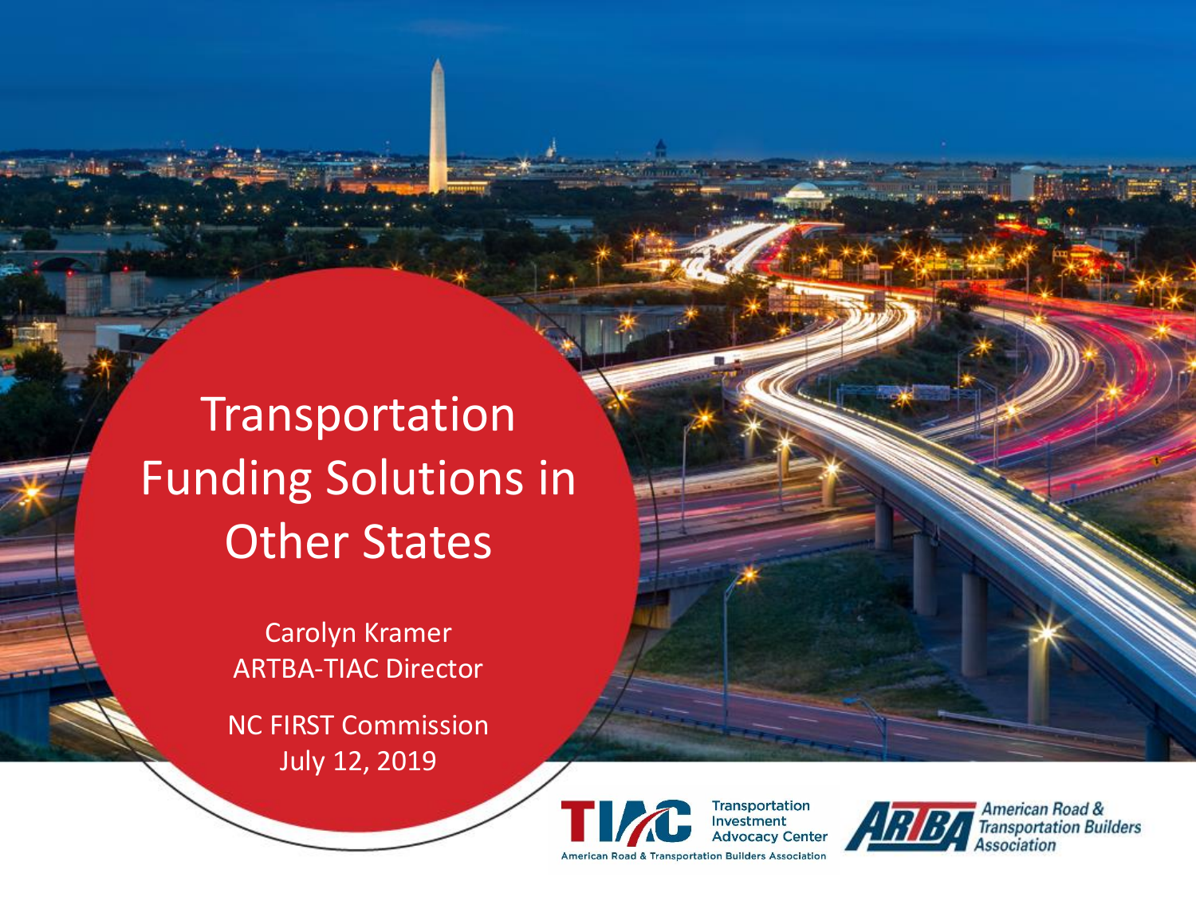# Transportation Funding Solutions in Other States

Carolyn Kramer
ARTBA-TIAC Director

NC FIRST Commission
July 12, 2019

TIAC Transportation Investment Advocacy Center
American Road & Transportation Builders Association

ARTBA American Road & Transportation Builders Association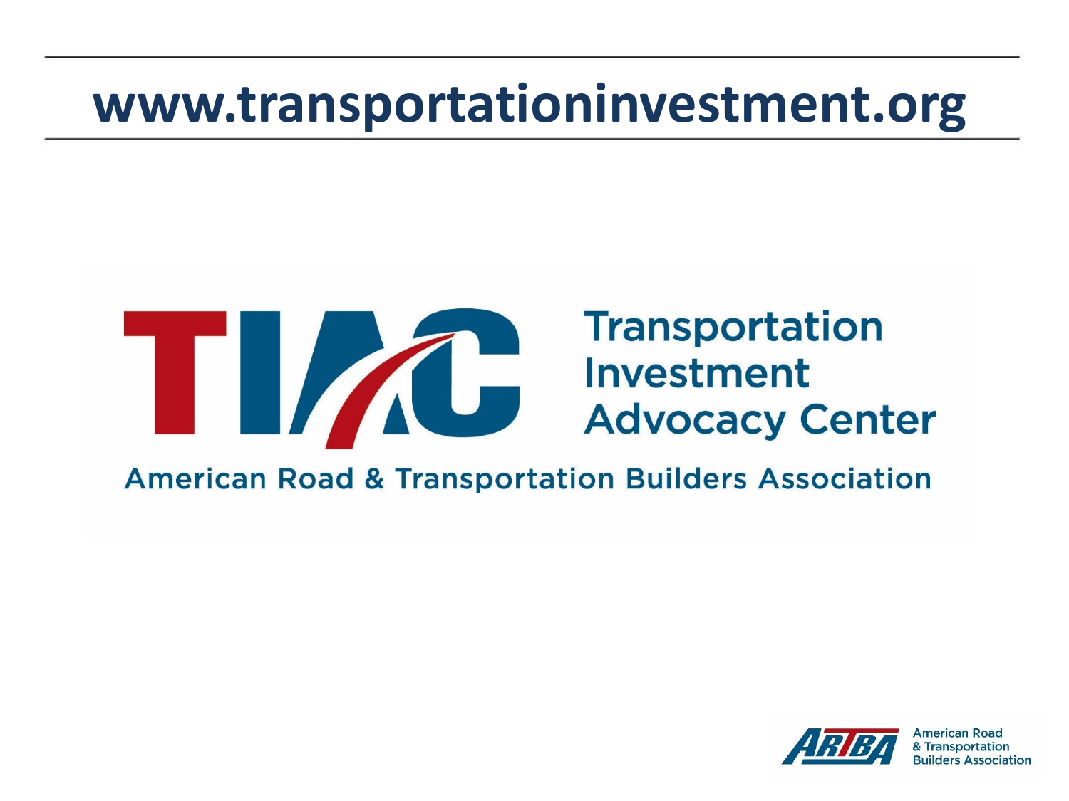# www.transportationinvestment.org

TIAC Transportation Investment Advocacy Center

American Road & Transportation Builders Association

ARTBA American Road & Transportation Builders Association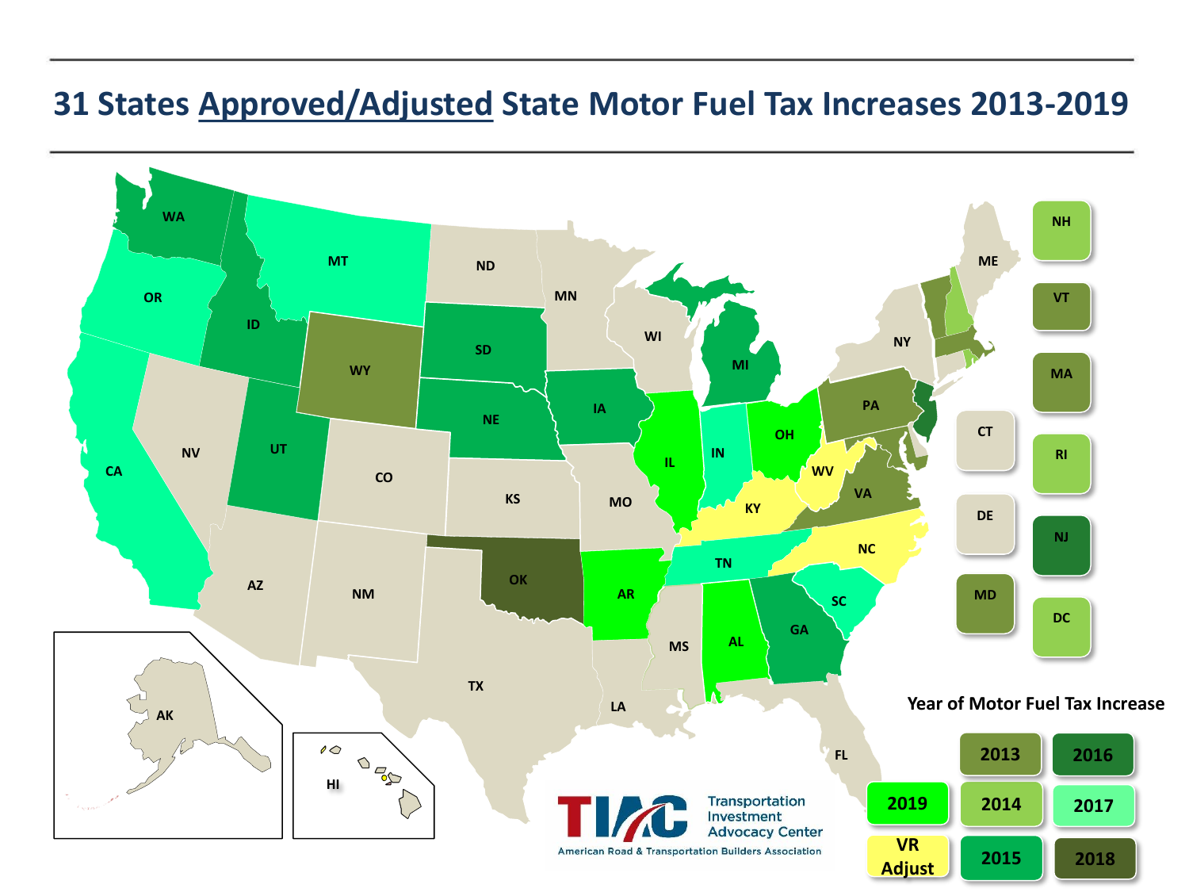# 31 States Approved/Adjusted State Motor Fuel Tax Increases 2013-2019

**Year of Motor Fuel Tax Increase**

| Year | States |
|---|---|
| 2013 | WY, VT, MA, PA, VA, MD |
| 2014 | NH, RI, DC |
| 2015 | WA, ID, UT, SD, NE, IA, MI, GA |
| 2016 | NJ |
| 2017 | OR, CA, MT, IN, TN, SC |
| 2018 | OK |
| 2019 | IL, OH, AR, AL |
| VR Adjust | KY, WV, NC |

Transportation Investment Advocacy Center

American Road & Transportation Builders Association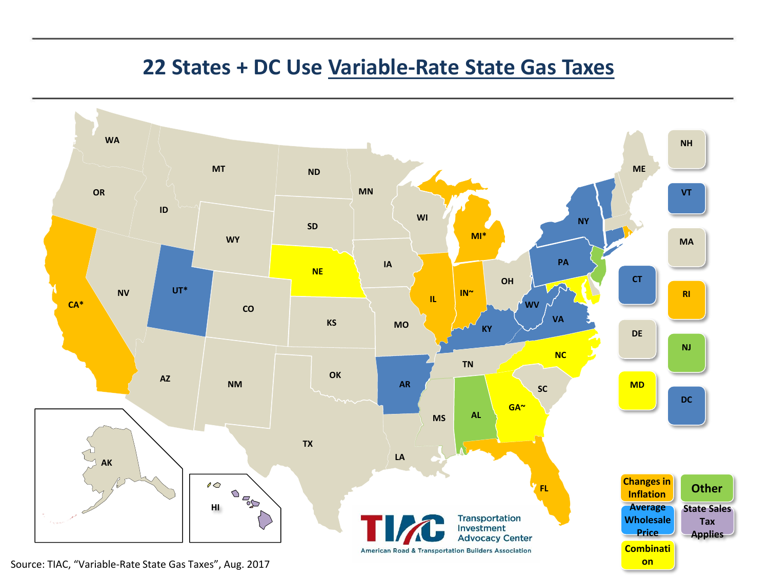# 22 States + DC Use Variable-Rate State Gas Taxes

| Changes in Inflation | Average Wholesale Price | Combination | Other | State Sales Tax Applies |
| --- | --- | --- | --- | --- |
| CA*, MI*, IL, IN~, FL, RI | UT*, AR, KY, WV, VA, PA, NY, VT, CT, DC | NE, NC, GA~, MD | AL, NJ | HI |

Source: TIAC, "Variable-Rate State Gas Taxes", Aug. 2017

TIAC Transportation Investment Advocacy Center
American Road & Transportation Builders Association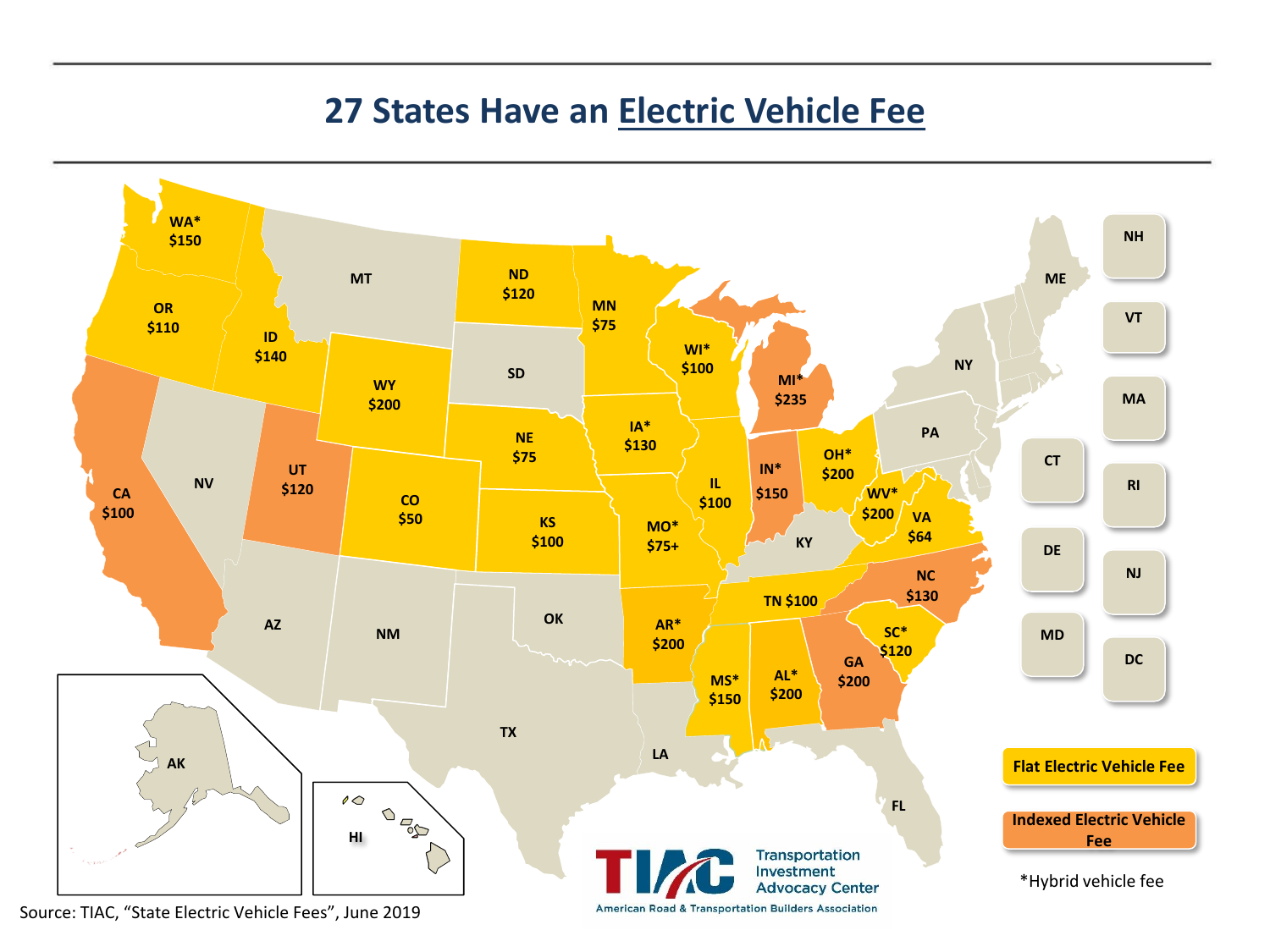# 27 States Have an Electric Vehicle Fee

| State | Fee | Fee Type |
|---|---|---|
| WA* | $150 | Flat Electric Vehicle Fee |
| OR | $110 | Flat Electric Vehicle Fee |
| CA | $100 | Indexed Electric Vehicle Fee |
| ID | $140 | Flat Electric Vehicle Fee |
| UT | $120 | Indexed Electric Vehicle Fee |
| WY | $200 | Flat Electric Vehicle Fee |
| CO | $50 | Flat Electric Vehicle Fee |
| ND | $120 | Flat Electric Vehicle Fee |
| NE | $75 | Flat Electric Vehicle Fee |
| KS | $100 | Flat Electric Vehicle Fee |
| MN | $75 | Flat Electric Vehicle Fee |
| IA* | $130 | Flat Electric Vehicle Fee |
| MO* | $75+ | Flat Electric Vehicle Fee |
| AR* | $200 | Flat Electric Vehicle Fee |
| WI* | $100 | Flat Electric Vehicle Fee |
| IL | $100 | Flat Electric Vehicle Fee |
| MI* | $235 | Indexed Electric Vehicle Fee |
| IN* | $150 | Indexed Electric Vehicle Fee |
| OH* | $200 | Flat Electric Vehicle Fee |
| WV* | $200 | Flat Electric Vehicle Fee |
| VA | $64 | Flat Electric Vehicle Fee |
| TN | $100 | Flat Electric Vehicle Fee |
| NC | $130 | Indexed Electric Vehicle Fee |
| SC* | $120 | Flat Electric Vehicle Fee |
| GA | $200 | Indexed Electric Vehicle Fee |
| AL* | $200 | Flat Electric Vehicle Fee |
| MS* | $150 | Flat Electric Vehicle Fee |

States with no electric vehicle fee: MT, SD, NV, AZ, NM, OK, TX, LA, FL, KY, PA, NY, ME, NH, VT, MA, CT, RI, DE, NJ, MD, DC, AK, HI

Flat Electric Vehicle Fee

Indexed Electric Vehicle Fee

*Hybrid vehicle fee

Transportation Investment Advocacy Center

American Road & Transportation Builders Association

Source: TIAC, "State Electric Vehicle Fees", June 2019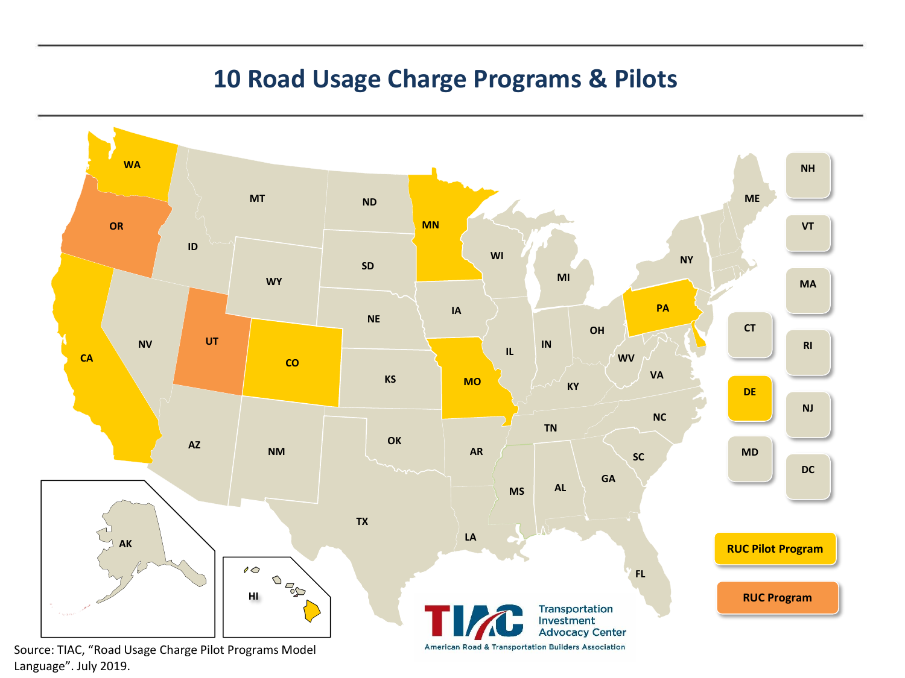# 10 Road Usage Charge Programs & Pilots

RUC Pilot Program

RUC Program

Source: TIAC, "Road Usage Charge Pilot Programs Model Language". July 2019.

Transportation Investment Advocacy Center

American Road & Transportation Builders Association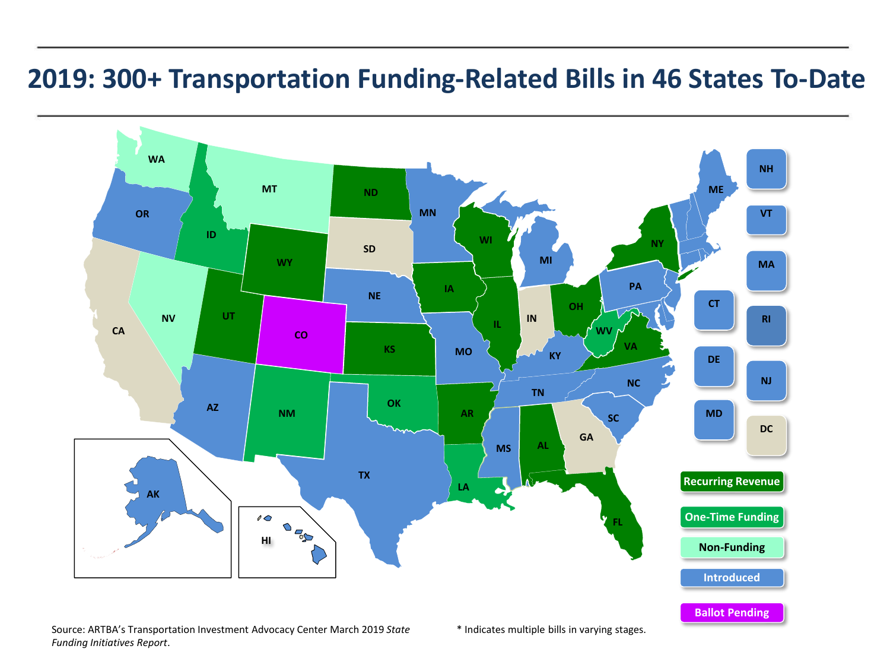# 2019: 300+ Transportation Funding-Related Bills in 46 States To-Date

- Recurring Revenue
- One-Time Funding
- Non-Funding
- Introduced
- Ballot Pending

Source: ARTBA's Transportation Investment Advocacy Center March 2019 *State Funding Initiatives Report*.

* Indicates multiple bills in varying stages.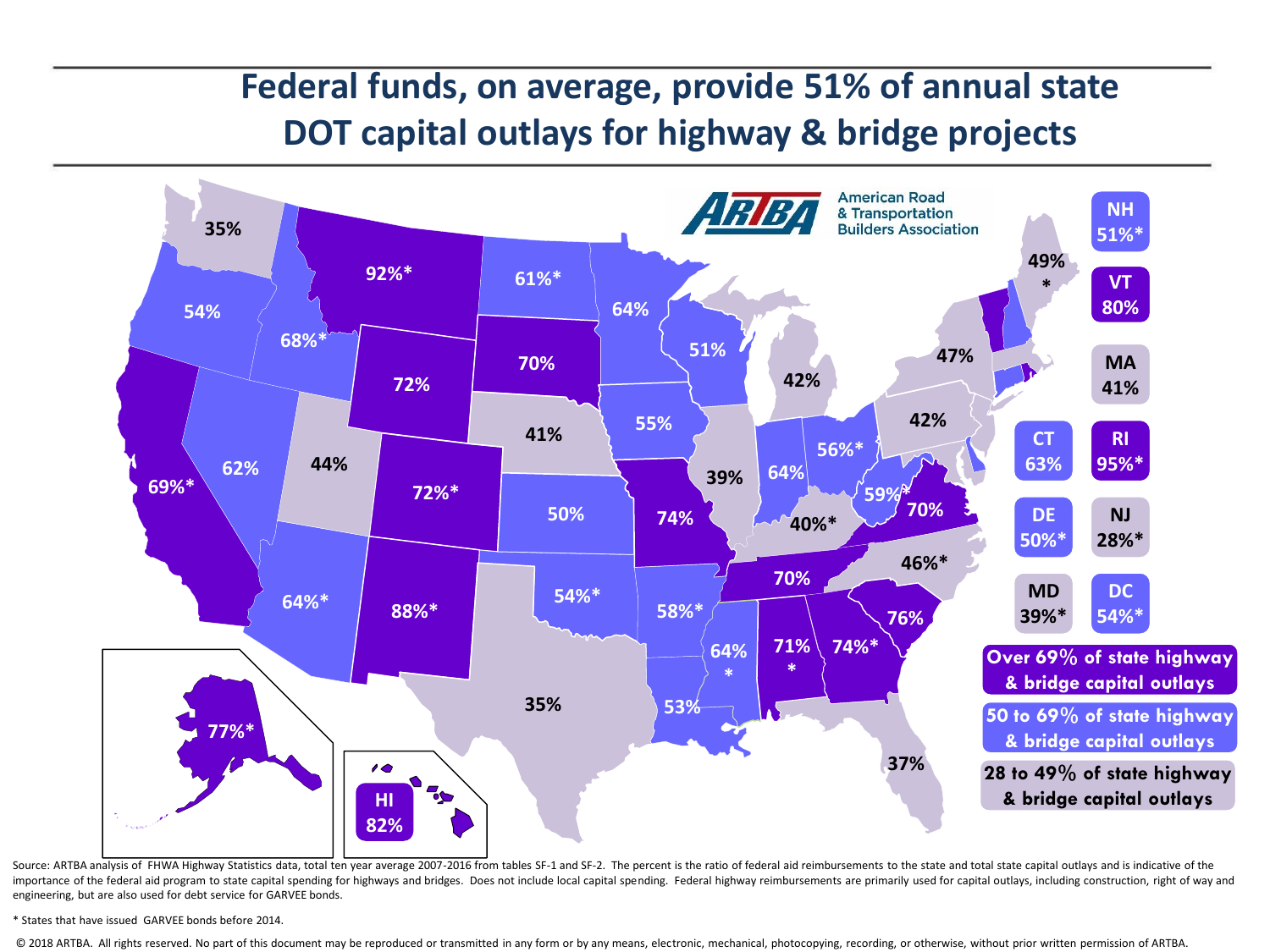# Federal funds, on average, provide 51% of annual state DOT capital outlays for highway & bridge projects

American Road & Transportation Builders Association

| State | Percent |
| --- | --- |
| WA | 35% |
| OR | 54% |
| ID | 68%* |
| MT | 92%* |
| ND | 61%* |
| MN | 64% |
| WI | 51% |
| MI | 42% |
| NY | 47% |
| ME | 49%* |
| NH | 51%* |
| VT | 80% |
| MA | 41% |
| CT | 63% |
| RI | 95%* |
| DE | 50%* |
| NJ | 28%* |
| MD | 39%* |
| DC | 54%* |
| CA | 69%* |
| NV | 62% |
| UT | 44% |
| WY | 72% |
| SD | 70% |
| NE | 41% |
| IA | 55% |
| IL | 39% |
| IN | 64% |
| OH | 56%* |
| PA | 42% |
| WV | 59%* |
| VA | 70% |
| CO | 72%* |
| KS | 50% |
| MO | 74% |
| KY | 40%* |
| TN | 70% |
| NC | 46%* |
| AZ | 64%* |
| NM | 88%* |
| OK | 54%* |
| AR | 58%* |
| MS | 64%* |
| AL | 71%* |
| GA | 74%* |
| SC | 76% |
| TX | 35% |
| LA | 53% |
| FL | 37% |
| AK | 77%* |
| HI | 82% |

- Over 69% of state highway & bridge capital outlays
- 50 to 69% of state highway & bridge capital outlays
- 28 to 49% of state highway & bridge capital outlays

Source: ARTBA analysis of FHWA Highway Statistics data, total ten year average 2007-2016 from tables SF-1 and SF-2. The percent is the ratio of federal aid reimbursements to the state and total state capital outlays and is indicative of the importance of the federal aid program to state capital spending for highways and bridges. Does not include local capital spending. Federal highway reimbursements are primarily used for capital outlays, including construction, right of way and engineering, but are also used for debt service for GARVEE bonds.

* States that have issued GARVEE bonds before 2014.

© 2018 ARTBA. All rights reserved. No part of this document may be reproduced or transmitted in any form or by any means, electronic, mechanical, photocopying, recording, or otherwise, without prior written permission of ARTBA.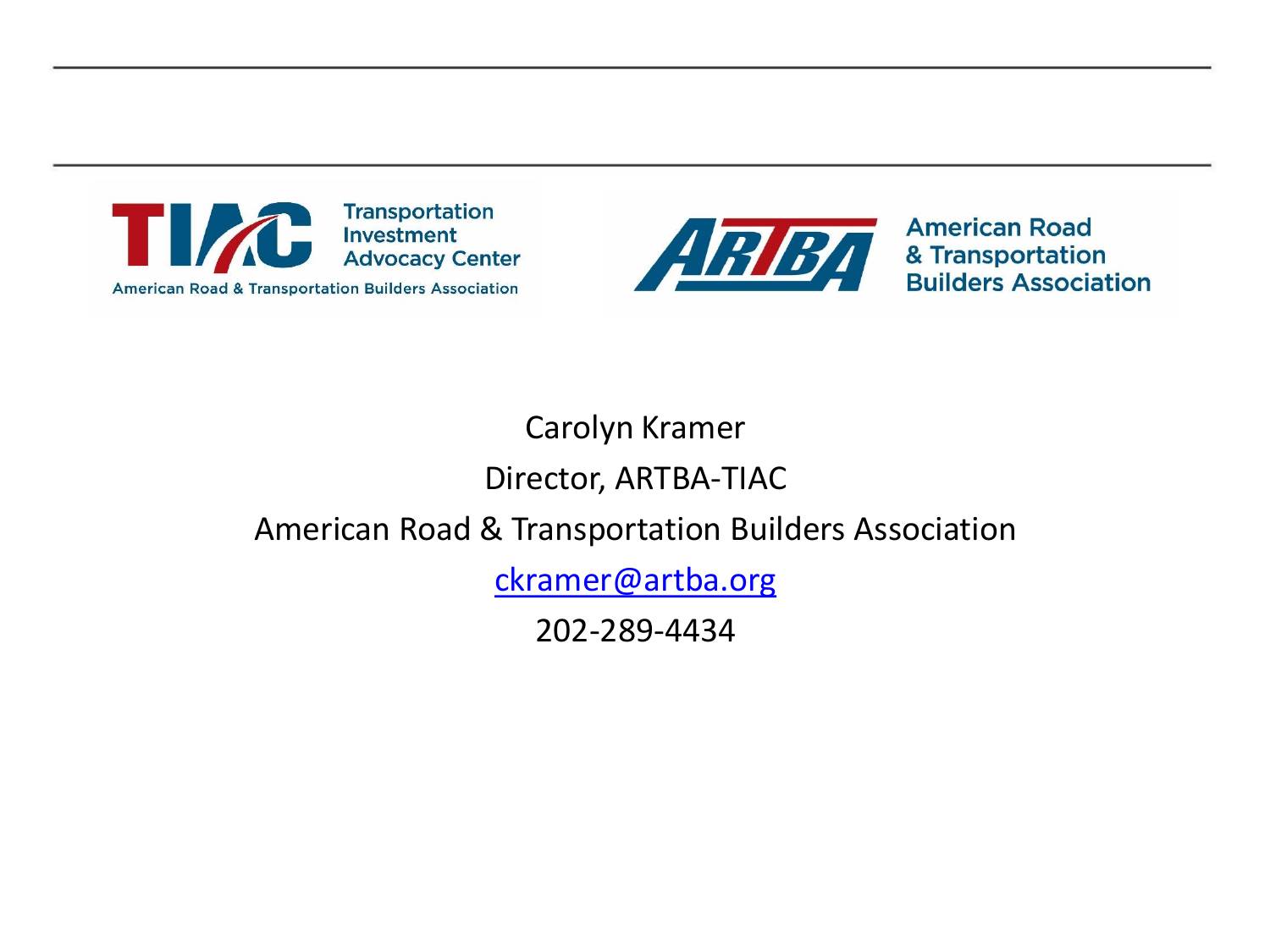Transportation Investment Advocacy Center

American Road & Transportation Builders Association

ARTBA

American Road & Transportation Builders Association

Carolyn Kramer

Director, ARTBA-TIAC

American Road & Transportation Builders Association

ckramer@artba.org

202-289-4434